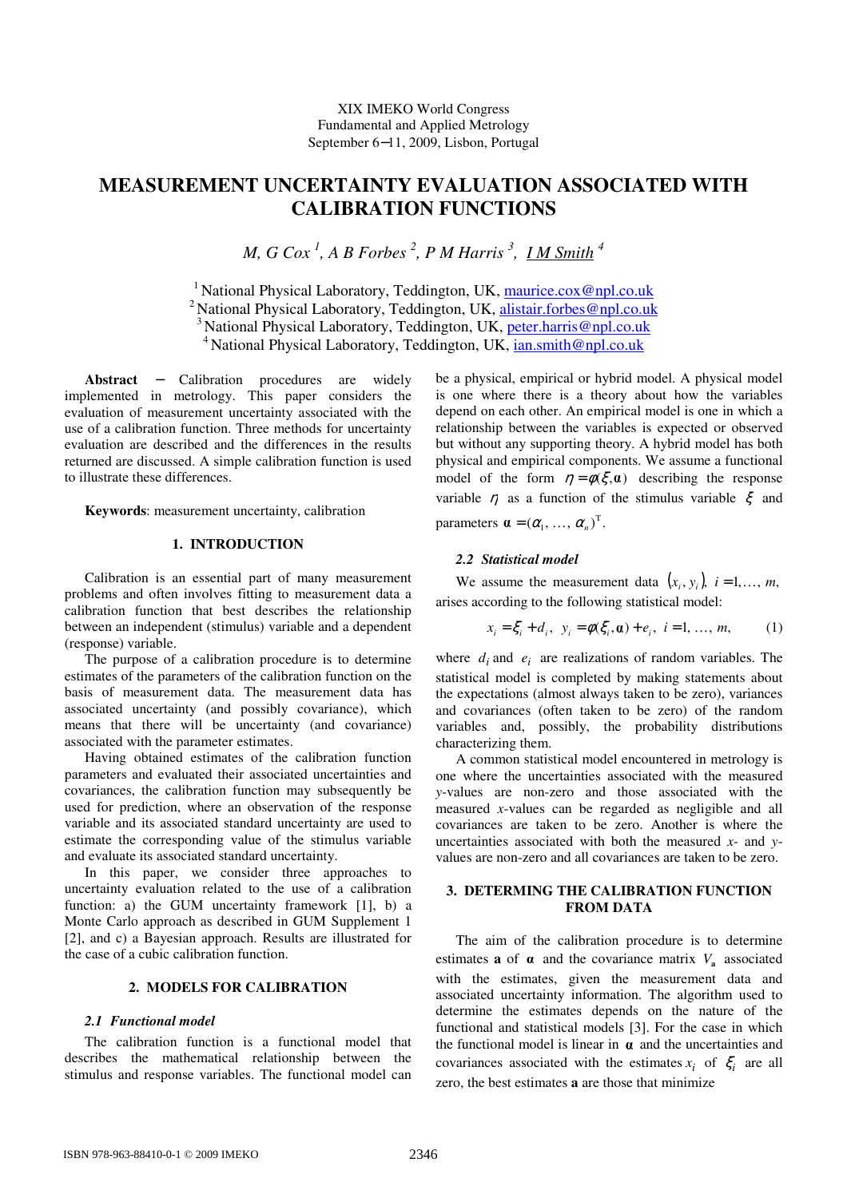XIX IMEKO World Congress
Fundamental and Applied Metrology
September 6−11, 2009, Lisbon, Portugal

# MEASUREMENT UNCERTAINTY EVALUATION ASSOCIATED WITH CALIBRATION FUNCTIONS

*M, G Cox* [1], *A B Forbes* [2], *P M Harris* [3], *I M Smith* [4]

[1] National Physical Laboratory, Teddington, UK, maurice.cox@npl.co.uk
[2] National Physical Laboratory, Teddington, UK, alistair.forbes@npl.co.uk
[3] National Physical Laboratory, Teddington, UK, peter.harris@npl.co.uk
[4] National Physical Laboratory, Teddington, UK, ian.smith@npl.co.uk

**Abstract** − Calibration procedures are widely implemented in metrology. This paper considers the evaluation of measurement uncertainty associated with the use of a calibration function. Three methods for uncertainty evaluation are described and the differences in the results returned are discussed. A simple calibration function is used to illustrate these differences.

**Keywords**: measurement uncertainty, calibration

## 1. INTRODUCTION

Calibration is an essential part of many measurement problems and often involves fitting to measurement data a calibration function that best describes the relationship between an independent (stimulus) variable and a dependent (response) variable.

The purpose of a calibration procedure is to determine estimates of the parameters of the calibration function on the basis of measurement data. The measurement data has associated uncertainty (and possibly covariance), which means that there will be uncertainty (and covariance) associated with the parameter estimates.

Having obtained estimates of the calibration function parameters and evaluated their associated uncertainties and covariances, the calibration function may subsequently be used for prediction, where an observation of the response variable and its associated standard uncertainty are used to estimate the corresponding value of the stimulus variable and evaluate its associated standard uncertainty.

In this paper, we consider three approaches to uncertainty evaluation related to the use of a calibration function: a) the GUM uncertainty framework [1], b) a Monte Carlo approach as described in GUM Supplement 1 [2], and c) a Bayesian approach. Results are illustrated for the case of a cubic calibration function.

## 2. MODELS FOR CALIBRATION

### 2.1 Functional model

The calibration function is a functional model that describes the mathematical relationship between the stimulus and response variables. The functional model can be a physical, empirical or hybrid model. A physical model is one where there is a theory about how the variables depend on each other. An empirical model is one in which a relationship between the variables is expected or observed but without any supporting theory. A hybrid model has both physical and empirical components. We assume a functional model of the form $\eta = \phi(\xi, \boldsymbol{\alpha})$ describing the response variable $\eta$ as a function of the stimulus variable $\xi$ and parameters $\boldsymbol{\alpha} = (\alpha_1, \ldots, \alpha_n)^{\mathrm{T}}$.

### 2.2 Statistical model

We assume the measurement data $(x_i, y_i)$, $i = 1, \ldots, m$, arises according to the following statistical model:

$$x_i = \xi_i + d_i, \quad y_i = \phi(\xi_i, \boldsymbol{\alpha}) + e_i, \quad i = 1, \ldots, m, \qquad (1)$$

where $d_i$ and $e_i$ are realizations of random variables. The statistical model is completed by making statements about the expectations (almost always taken to be zero), variances and covariances (often taken to be zero) of the random variables and, possibly, the probability distributions characterizing them.

A common statistical model encountered in metrology is one where the uncertainties associated with the measured $y$-values are non-zero and those associated with the measured $x$-values can be regarded as negligible and all covariances are taken to be zero. Another is where the uncertainties associated with both the measured $x$- and $y$-values are non-zero and all covariances are taken to be zero.

## 3. DETERMING THE CALIBRATION FUNCTION FROM DATA

The aim of the calibration procedure is to determine estimates $\mathbf{a}$ of $\boldsymbol{\alpha}$ and the covariance matrix $V_{\mathbf{a}}$ associated with the estimates, given the measurement data and associated uncertainty information. The algorithm used to determine the estimates depends on the nature of the functional and statistical models [3]. For the case in which the functional model is linear in $\boldsymbol{\alpha}$ and the uncertainties and covariances associated with the estimates $x_i$ of $\xi_i$ are all zero, the best estimates $\mathbf{a}$ are those that minimize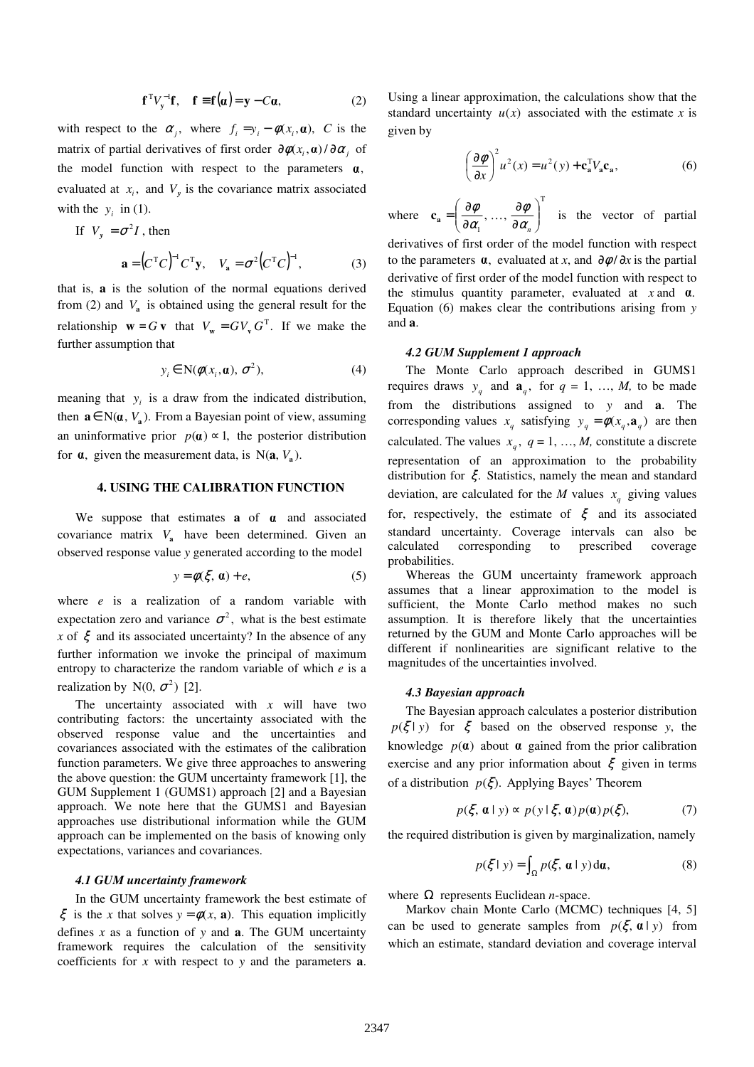$$\mathbf{f}^{\mathrm{T}} V_{\mathbf{y}}^{-1} \mathbf{f}, \quad \mathbf{f} \equiv \mathbf{f}(\boldsymbol{\alpha}) = \mathbf{y} - C\boldsymbol{\alpha}, \tag{2}$$

with respect to the $\alpha_j$, where $f_i = y_i - \phi(x_i, \boldsymbol{\alpha})$, $C$ is the matrix of partial derivatives of first order $\partial\phi(x_i, \boldsymbol{\alpha})/\partial\alpha_j$ of the model function with respect to the parameters $\boldsymbol{\alpha}$, evaluated at $x_i$, and $V_y$ is the covariance matrix associated with the $y_i$ in (1).

If $V_y = \sigma^2 I$, then

$$\mathbf{a} = \left(C^{\mathrm{T}} C\right)^{-1} C^{\mathrm{T}} \mathbf{y}, \quad V_{\mathbf{a}} = \sigma^2 \left(C^{\mathrm{T}} C\right)^{-1}, \tag{3}$$

that is, $\mathbf{a}$ is the solution of the normal equations derived from (2) and $V_{\mathbf{a}}$ is obtained using the general result for the relationship $\mathbf{w} = G\,\mathbf{v}$ that $V_{\mathbf{w}} = G V_{\mathbf{v}} G^{\mathrm{T}}$. If we make the further assumption that

$$y_i \in \mathrm{N}(\phi(x_i, \boldsymbol{\alpha}), \sigma^2), \tag{4}$$

meaning that $y_i$ is a draw from the indicated distribution, then $\mathbf{a} \in \mathrm{N}(\boldsymbol{\alpha}, V_{\mathbf{a}})$. From a Bayesian point of view, assuming an uninformative prior $p(\boldsymbol{\alpha}) \propto 1$, the posterior distribution for $\boldsymbol{\alpha}$, given the measurement data, is $\mathrm{N}(\mathbf{a}, V_{\mathbf{a}})$.

## 4. USING THE CALIBRATION FUNCTION

We suppose that estimates $\mathbf{a}$ of $\boldsymbol{\alpha}$ and associated covariance matrix $V_{\mathbf{a}}$ have been determined. Given an observed response value $y$ generated according to the model

$$y = \phi(\xi, \boldsymbol{\alpha}) + e, \tag{5}$$

where $e$ is a realization of a random variable with expectation zero and variance $\sigma^2$, what is the best estimate $x$ of $\xi$ and its associated uncertainty? In the absence of any further information we invoke the principal of maximum entropy to characterize the random variable of which $e$ is a realization by $\mathrm{N}(0, \sigma^2)$ [2].

The uncertainty associated with $x$ will have two contributing factors: the uncertainty associated with the observed response value and the uncertainties and covariances associated with the estimates of the calibration function parameters. We give three approaches to answering the above question: the GUM uncertainty framework [1], the GUM Supplement 1 (GUMS1) approach [2] and a Bayesian approach. We note here that the GUMS1 and Bayesian approaches use distributional information while the GUM approach can be implemented on the basis of knowing only expectations, variances and covariances.

### 4.1 GUM uncertainty framework

In the GUM uncertainty framework the best estimate of $\xi$ is the $x$ that solves $y = \phi(x, \mathbf{a})$. This equation implicitly defines $x$ as a function of $y$ and $\mathbf{a}$. The GUM uncertainty framework requires the calculation of the sensitivity coefficients for $x$ with respect to $y$ and the parameters $\mathbf{a}$. Using a linear approximation, the calculations show that the standard uncertainty $u(x)$ associated with the estimate $x$ is given by

$$\left(\frac{\partial\phi}{\partial x}\right)^2 u^2(x) = u^2(y) + \mathbf{c}_{\mathbf{a}}^{\mathrm{T}} V_{\mathbf{a}} \mathbf{c}_{\mathbf{a}}, \tag{6}$$

where $\mathbf{c}_{\mathbf{a}} = \left(\dfrac{\partial\phi}{\partial\alpha_1}, \ldots, \dfrac{\partial\phi}{\partial\alpha_n}\right)^{\mathrm{T}}$ is the vector of partial derivatives of first order of the model function with respect to the parameters $\boldsymbol{\alpha}$, evaluated at $x$, and $\partial\phi/\partial x$ is the partial derivative of first order of the model function with respect to the stimulus quantity parameter, evaluated at $x$ and $\boldsymbol{\alpha}$. Equation (6) makes clear the contributions arising from $y$ and $\mathbf{a}$.

### 4.2 GUM Supplement 1 approach

The Monte Carlo approach described in GUMS1 requires draws $y_q$ and $\mathbf{a}_q$, for $q = 1, \ldots, M$, to be made from the distributions assigned to $y$ and $\mathbf{a}$. The corresponding values $x_q$ satisfying $y_q = \phi(x_q, \mathbf{a}_q)$ are then calculated. The values $x_q$, $q = 1, \ldots, M$, constitute a discrete representation of an approximation to the probability distribution for $\xi$. Statistics, namely the mean and standard deviation, are calculated for the $M$ values $x_q$ giving values for, respectively, the estimate of $\xi$ and its associated standard uncertainty. Coverage intervals can also be calculated corresponding to prescribed coverage probabilities.

Whereas the GUM uncertainty framework approach assumes that a linear approximation to the model is sufficient, the Monte Carlo method makes no such assumption. It is therefore likely that the uncertainties returned by the GUM and Monte Carlo approaches will be different if nonlinearities are significant relative to the magnitudes of the uncertainties involved.

### 4.3 Bayesian approach

The Bayesian approach calculates a posterior distribution $p(\xi \mid y)$ for $\xi$ based on the observed response $y$, the knowledge $p(\boldsymbol{\alpha})$ about $\boldsymbol{\alpha}$ gained from the prior calibration exercise and any prior information about $\xi$ given in terms of a distribution $p(\xi)$. Applying Bayes' Theorem

$$p(\xi, \boldsymbol{\alpha} \mid y) \propto p(y \mid \xi, \boldsymbol{\alpha})\, p(\boldsymbol{\alpha})\, p(\xi), \tag{7}$$

the required distribution is given by marginalization, namely

$$p(\xi \mid y) = \int_{\Omega} p(\xi, \boldsymbol{\alpha} \mid y)\, \mathrm{d}\boldsymbol{\alpha}, \tag{8}$$

where $\Omega$ represents Euclidean $n$-space.

Markov chain Monte Carlo (MCMC) techniques [4, 5] can be used to generate samples from $p(\xi, \boldsymbol{\alpha} \mid y)$ from which an estimate, standard deviation and coverage interval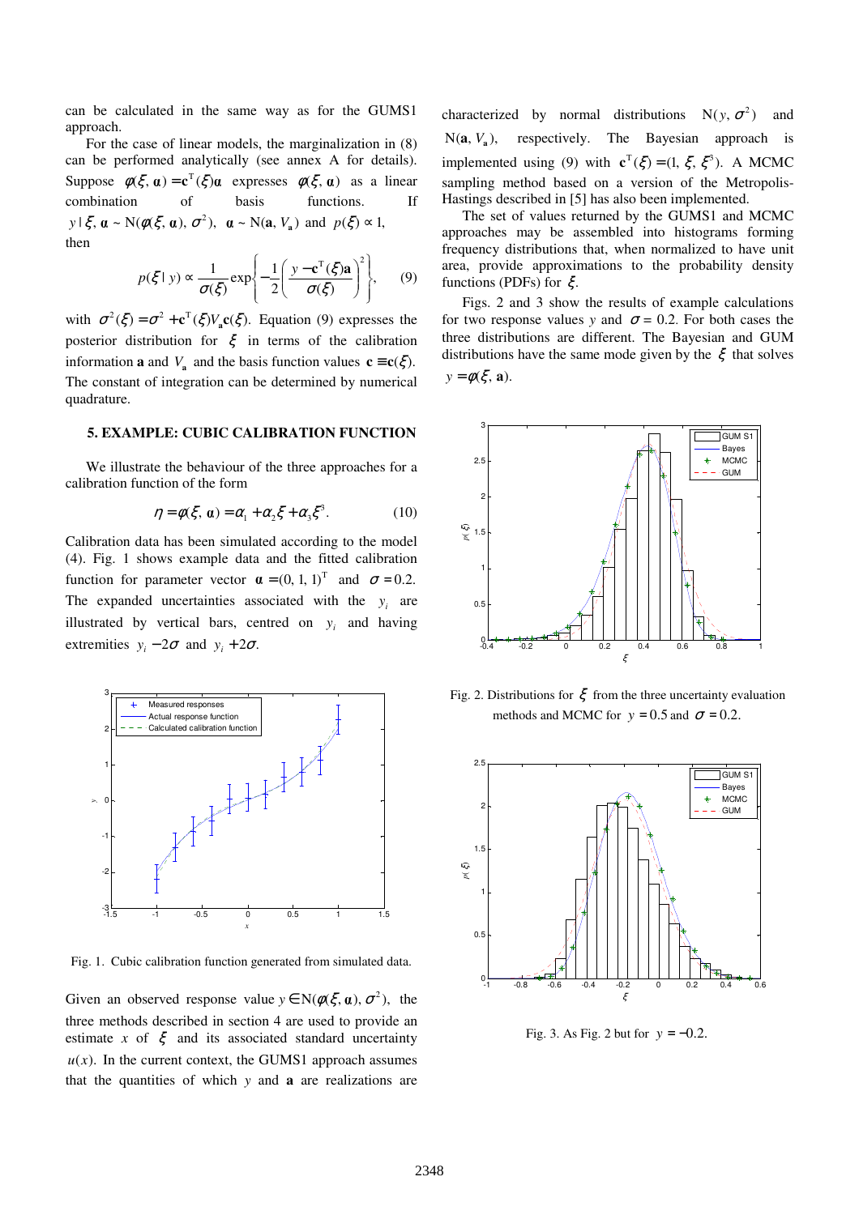can be calculated in the same way as for the GUMS1 approach.

For the case of linear models, the marginalization in (8) can be performed analytically (see annex A for details). Suppose $\phi(\xi, \boldsymbol{\alpha}) = \mathbf{c}^{\mathrm{T}}(\xi)\boldsymbol{\alpha}$ expresses $\phi(\xi, \boldsymbol{\alpha})$ as a linear combination of basis functions. If $y \mid \xi, \boldsymbol{\alpha} \sim \mathrm{N}(\phi(\xi, \boldsymbol{\alpha}), \sigma^2)$, $\boldsymbol{\alpha} \sim \mathrm{N}(\mathbf{a}, V_{\mathbf{a}})$ and $p(\xi) \propto 1$, then

$$p(\xi \mid y) \propto \frac{1}{\sigma(\xi)} \exp\left\{-\frac{1}{2}\left(\frac{y - \mathbf{c}^{\mathrm{T}}(\xi)\mathbf{a}}{\sigma(\xi)}\right)^2\right\}, \qquad (9)$$

with $\sigma^2(\xi) = \sigma^2 + \mathbf{c}^{\mathrm{T}}(\xi)V_{\mathbf{a}}\mathbf{c}(\xi)$. Equation (9) expresses the posterior distribution for $\xi$ in terms of the calibration information $\mathbf{a}$ and $V_{\mathbf{a}}$ and the basis function values $\mathbf{c} \equiv \mathbf{c}(\xi)$. The constant of integration can be determined by numerical quadrature.

## 5. EXAMPLE: CUBIC CALIBRATION FUNCTION

We illustrate the behaviour of the three approaches for a calibration function of the form

$$\eta = \phi(\xi, \boldsymbol{\alpha}) = \alpha_1 + \alpha_2\xi + \alpha_3\xi^3. \qquad (10)$$

Calibration data has been simulated according to the model (4). Fig. 1 shows example data and the fitted calibration function for parameter vector $\boldsymbol{\alpha} = (0, 1, 1)^{\mathrm{T}}$ and $\sigma = 0.2$. The expanded uncertainties associated with the $y_i$ are illustrated by vertical bars, centred on $y_i$ and having extremities $y_i - 2\sigma$ and $y_i + 2\sigma$.

Fig. 1. Cubic calibration function generated from simulated data.

Given an observed response value $y \in \mathrm{N}(\phi(\xi, \boldsymbol{\alpha}), \sigma^2)$, the three methods described in section 4 are used to provide an estimate $x$ of $\xi$ and its associated standard uncertainty $u(x)$. In the current context, the GUMS1 approach assumes that the quantities of which $y$ and $\mathbf{a}$ are realizations are characterized by normal distributions $\mathrm{N}(y, \sigma^2)$ and $\mathrm{N}(\mathbf{a}, V_{\mathbf{a}})$, respectively. The Bayesian approach is implemented using (9) with $\mathbf{c}^{\mathrm{T}}(\xi) = (1, \xi, \xi^3)$. A MCMC sampling method based on a version of the Metropolis-Hastings described in [5] has also been implemented.

The set of values returned by the GUMS1 and MCMC approaches may be assembled into histograms forming frequency distributions that, when normalized to have unit area, provide approximations to the probability density functions (PDFs) for $\xi$.

Figs. 2 and 3 show the results of example calculations for two response values $y$ and $\sigma = 0.2$. For both cases the three distributions are different. The Bayesian and GUM distributions have the same mode given by the $\xi$ that solves $y = \phi(\xi, \mathbf{a})$.

Fig. 2. Distributions for $\xi$ from the three uncertainty evaluation methods and MCMC for $y = 0.5$ and $\sigma = 0.2$.

Fig. 3. As Fig. 2 but for $y = -0.2$.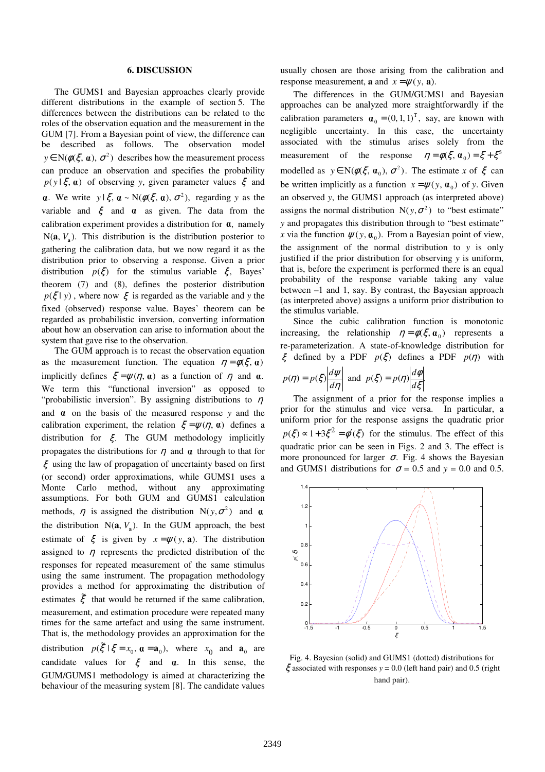## 6. DISCUSSION

The GUMS1 and Bayesian approaches clearly provide different distributions in the example of section 5. The differences between the distributions can be related to the roles of the observation equation and the measurement in the GUM [7]. From a Bayesian point of view, the difference can be described as follows. The observation model $y \in \mathrm{N}(\phi(\xi, \boldsymbol{\alpha}), \sigma^2)$ describes how the measurement process can produce an observation and specifies the probability $p(y \mid \xi, \boldsymbol{\alpha})$ of observing $y$, given parameter values $\xi$ and $\boldsymbol{\alpha}$. We write $y \mid \xi, \boldsymbol{\alpha} \sim \mathrm{N}(\phi(\xi, \boldsymbol{\alpha}), \sigma^2)$, regarding $y$ as the variable and $\xi$ and $\boldsymbol{\alpha}$ as given. The data from the calibration experiment provides a distribution for $\boldsymbol{\alpha}$, namely $\mathrm{N}(\mathbf{a}, V_{\mathbf{a}})$. This distribution is the distribution posterior to gathering the calibration data, but we now regard it as the distribution prior to observing a response. Given a prior distribution $p(\xi)$ for the stimulus variable $\xi$, Bayes' theorem (7) and (8), defines the posterior distribution $p(\xi \mid y)$, where now $\xi$ is regarded as the variable and $y$ the fixed (observed) response value. Bayes' theorem can be regarded as probabilistic inversion, converting information about how an observation can arise to information about the system that gave rise to the observation.

The GUM approach is to recast the observation equation as the measurement function. The equation $\eta = \phi(\xi, \boldsymbol{\alpha})$ implicitly defines $\xi = \psi(\eta, \boldsymbol{\alpha})$ as a function of $\eta$ and $\boldsymbol{\alpha}$. We term this "functional inversion" as opposed to "probabilistic inversion". By assigning distributions to $\eta$ and $\boldsymbol{\alpha}$ on the basis of the measured response $y$ and the calibration experiment, the relation $\xi = \psi(\eta, \boldsymbol{\alpha})$ defines a distribution for $\xi$. The GUM methodology implicitly propagates the distributions for $\eta$ and $\boldsymbol{\alpha}$ through to that for $\xi$ using the law of propagation of uncertainty based on first (or second) order approximations, while GUMS1 uses a Monte Carlo method, without any approximating assumptions. For both GUM and GUMS1 calculation methods, $\eta$ is assigned the distribution $\mathrm{N}(y, \sigma^2)$ and $\boldsymbol{\alpha}$ the distribution $\mathrm{N}(\mathbf{a}, V_{\mathbf{a}})$. In the GUM approach, the best estimate of $\xi$ is given by $x = \psi(y, \mathbf{a})$. The distribution assigned to $\eta$ represents the predicted distribution of the responses for repeated measurement of the same stimulus using the same instrument. The propagation methodology provides a method for approximating the distribution of estimates $\tilde{\xi}$ that would be returned if the same calibration, measurement, and estimation procedure were repeated many times for the same artefact and using the same instrument. That is, the methodology provides an approximation for the distribution $p(\tilde{\xi} \mid \xi = x_0, \boldsymbol{\alpha} = \mathbf{a}_0)$, where $x_0$ and $\mathbf{a}_0$ are candidate values for $\xi$ and $\boldsymbol{\alpha}$. In this sense, the GUM/GUMS1 methodology is aimed at characterizing the behaviour of the measuring system [8]. The candidate values usually chosen are those arising from the calibration and response measurement, $\mathbf{a}$ and $x = \psi(y, \mathbf{a})$.

The differences in the GUM/GUMS1 and Bayesian approaches can be analyzed more straightforwardly if the calibration parameters $\boldsymbol{\alpha}_0 = (0, 1, 1)^{\mathrm{T}}$, say, are known with negligible uncertainty. In this case, the uncertainty associated with the stimulus arises solely from the measurement of the response $\eta = \phi(\xi, \boldsymbol{\alpha}_0) = \xi + \xi^3$ modelled as $y \in \mathrm{N}(\phi(\xi, \boldsymbol{\alpha}_0), \sigma^2)$. The estimate $x$ of $\xi$ can be written implicitly as a function $x = \psi(y, \boldsymbol{\alpha}_0)$ of $y$. Given an observed $y$, the GUMS1 approach (as interpreted above) assigns the normal distribution $\mathrm{N}(y, \sigma^2)$ to "best estimate" $y$ and propagates this distribution through to "best estimate" $x$ via the function $\psi(y, \boldsymbol{\alpha}_0)$. From a Bayesian point of view, the assignment of the normal distribution to $y$ is only justified if the prior distribution for observing $y$ is uniform, that is, before the experiment is performed there is an equal probability of the response variable taking any value between –1 and 1, say. By contrast, the Bayesian approach (as interpreted above) assigns a uniform prior distribution to the stimulus variable.

Since the cubic calibration function is monotonic increasing, the relationship $\eta = \phi(\xi, \boldsymbol{\alpha}_0)$ represents a re-parameterization. A state-of-knowledge distribution for $\xi$ defined by a PDF $p(\xi)$ defines a PDF $p(\eta)$ with

$$p(\eta) = p(\xi)\left|\frac{d\psi}{d\eta}\right| \text{ and } p(\xi) = p(\eta)\left|\frac{d\phi}{d\xi}\right|.$$

The assignment of a prior for the response implies a prior for the stimulus and vice versa. In particular, a uniform prior for the response assigns the quadratic prior $p(\xi) \propto 1 + 3\xi^2 = \phi'(\xi)$ for the stimulus. The effect of this quadratic prior can be seen in Figs. 2 and 3. The effect is more pronounced for larger $\sigma$. Fig. 4 shows the Bayesian and GUMS1 distributions for $\sigma$ = 0.5 and $y$ = 0.0 and 0.5.

Fig. 4. Bayesian (solid) and GUMS1 (dotted) distributions for $\xi$ associated with responses $y$ = 0.0 (left hand pair) and 0.5 (right hand pair).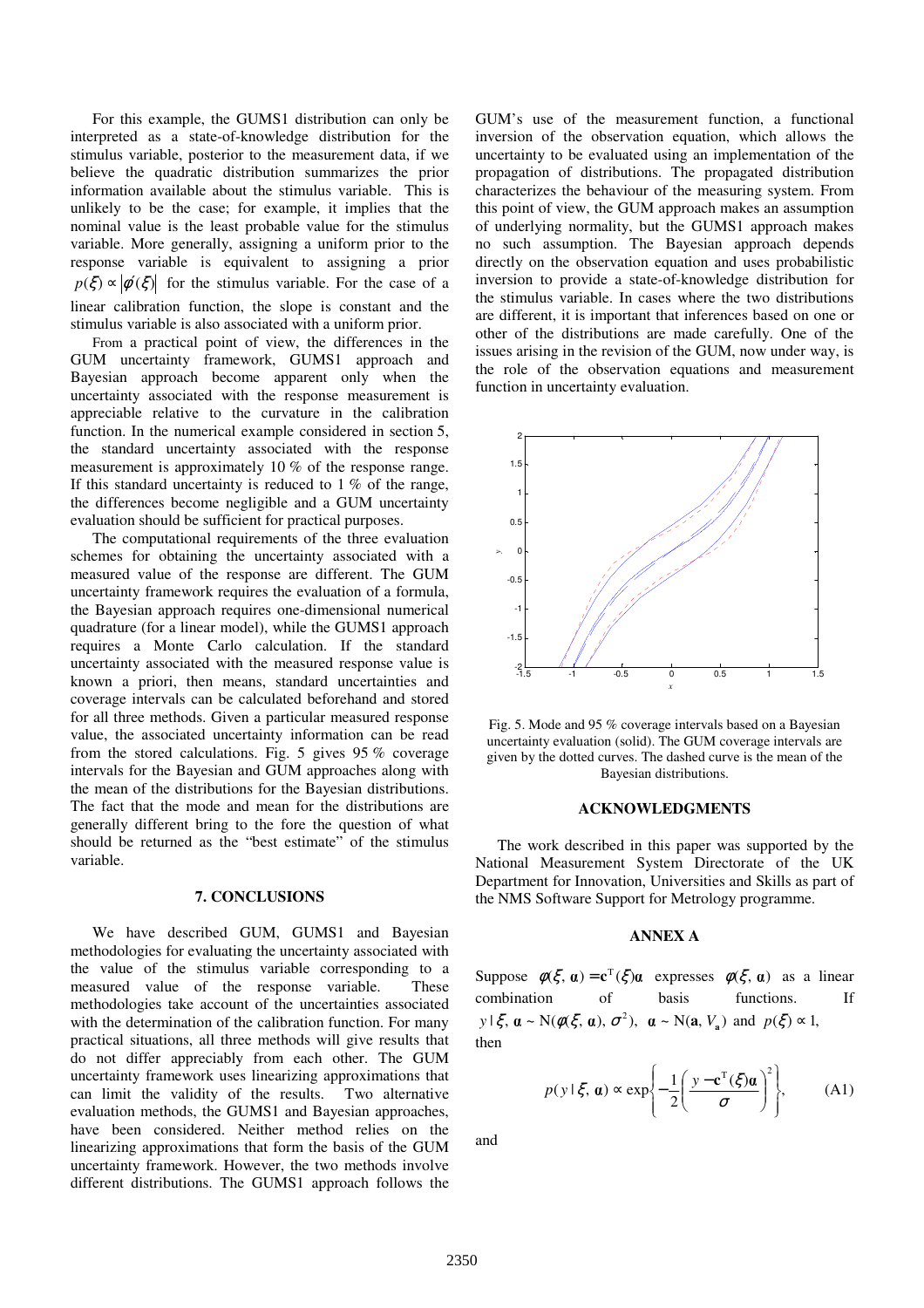For this example, the GUMS1 distribution can only be interpreted as a state-of-knowledge distribution for the stimulus variable, posterior to the measurement data, if we believe the quadratic distribution summarizes the prior information available about the stimulus variable. This is unlikely to be the case; for example, it implies that the nominal value is the least probable value for the stimulus variable. More generally, assigning a uniform prior to the response variable is equivalent to assigning a prior $p(\xi) \propto |\phi'(\xi)|$ for the stimulus variable. For the case of a linear calibration function, the slope is constant and the stimulus variable is also associated with a uniform prior.

From a practical point of view, the differences in the GUM uncertainty framework, GUMS1 approach and Bayesian approach become apparent only when the uncertainty associated with the response measurement is appreciable relative to the curvature in the calibration function. In the numerical example considered in section 5, the standard uncertainty associated with the response measurement is approximately 10 % of the response range. If this standard uncertainty is reduced to 1 % of the range, the differences become negligible and a GUM uncertainty evaluation should be sufficient for practical purposes.

The computational requirements of the three evaluation schemes for obtaining the uncertainty associated with a measured value of the response are different. The GUM uncertainty framework requires the evaluation of a formula, the Bayesian approach requires one-dimensional numerical quadrature (for a linear model), while the GUMS1 approach requires a Monte Carlo calculation. If the standard uncertainty associated with the measured response value is known a priori, then means, standard uncertainties and coverage intervals can be calculated beforehand and stored for all three methods. Given a particular measured response value, the associated uncertainty information can be read from the stored calculations. Fig. 5 gives 95 % coverage intervals for the Bayesian and GUM approaches along with the mean of the distributions for the Bayesian distributions. The fact that the mode and mean for the distributions are generally different bring to the fore the question of what should be returned as the "best estimate" of the stimulus variable.

## 7. CONCLUSIONS

We have described GUM, GUMS1 and Bayesian methodologies for evaluating the uncertainty associated with the value of the stimulus variable corresponding to a measured value of the response variable. These methodologies take account of the uncertainties associated with the determination of the calibration function. For many practical situations, all three methods will give results that do not differ appreciably from each other. The GUM uncertainty framework uses linearizing approximations that can limit the validity of the results. Two alternative evaluation methods, the GUMS1 and Bayesian approaches, have been considered. Neither method relies on the linearizing approximations that form the basis of the GUM uncertainty framework. However, the two methods involve different distributions. The GUMS1 approach follows the GUM's use of the measurement function, a functional inversion of the observation equation, which allows the uncertainty to be evaluated using an implementation of the propagation of distributions. The propagated distribution characterizes the behaviour of the measuring system. From this point of view, the GUM approach makes an assumption of underlying normality, but the GUMS1 approach makes no such assumption. The Bayesian approach depends directly on the observation equation and uses probabilistic inversion to provide a state-of-knowledge distribution for the stimulus variable. In cases where the two distributions are different, it is important that inferences based on one or other of the distributions are made carefully. One of the issues arising in the revision of the GUM, now under way, is the role of the observation equations and measurement function in uncertainty evaluation.

Fig. 5. Mode and 95 % coverage intervals based on a Bayesian uncertainty evaluation (solid). The GUM coverage intervals are given by the dotted curves. The dashed curve is the mean of the Bayesian distributions.

## ACKNOWLEDGMENTS

The work described in this paper was supported by the National Measurement System Directorate of the UK Department for Innovation, Universities and Skills as part of the NMS Software Support for Metrology programme.

## ANNEX A

Suppose $\phi(\xi, \boldsymbol{\alpha}) = \mathbf{c}^{\mathrm{T}}(\xi)\boldsymbol{\alpha}$ expresses $\phi(\xi, \boldsymbol{\alpha})$ as a linear combination of basis functions. If $y \mid \xi, \boldsymbol{\alpha} \sim \mathrm{N}(\phi(\xi, \boldsymbol{\alpha}), \sigma^2)$, $\boldsymbol{\alpha} \sim \mathrm{N}(\mathbf{a}, V_{\mathbf{a}})$ and $p(\xi) \propto 1$, then

$$p(y \mid \xi, \boldsymbol{\alpha}) \propto \exp\left\{-\frac{1}{2}\left(\frac{y - \mathbf{c}^{\mathrm{T}}(\xi)\boldsymbol{\alpha}}{\sigma}\right)^2\right\}, \qquad \text{(A1)}$$

and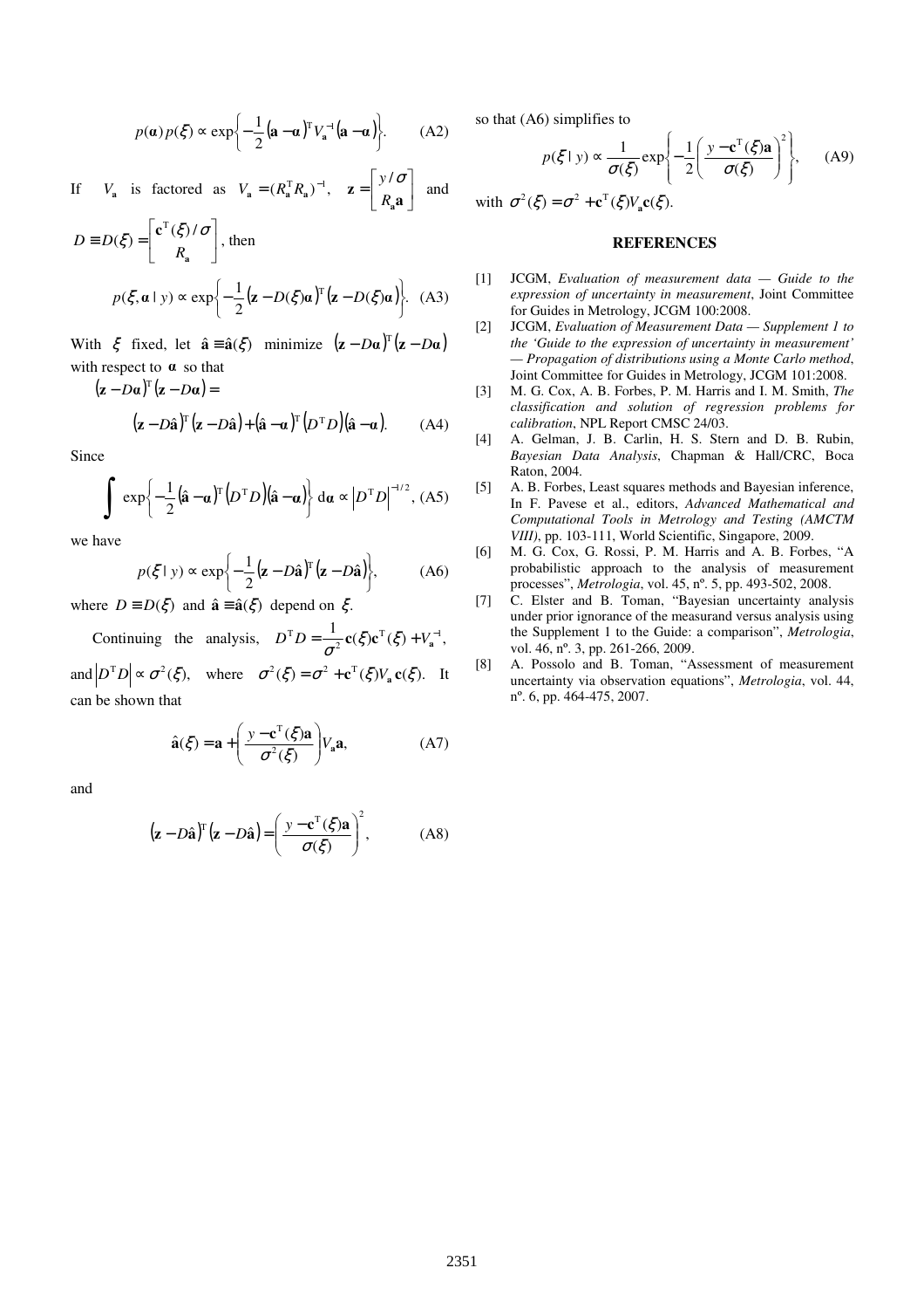$$p(\boldsymbol{\alpha})p(\xi) \propto \exp\left\{-\frac{1}{2}(\mathbf{a}-\boldsymbol{\alpha})^{\mathrm{T}} V_{\mathbf{a}}^{-1}(\mathbf{a}-\boldsymbol{\alpha})\right\}. \qquad \text{(A2)}$$

If $V_{\mathbf{a}}$ is factored as $V_{\mathbf{a}} = (R_{\mathbf{a}}^{\mathrm{T}} R_{\mathbf{a}})^{-1}$, $\mathbf{z} = \begin{bmatrix} y/\sigma \\ R_{\mathbf{a}}\mathbf{a} \end{bmatrix}$ and $D \equiv D(\xi) = \begin{bmatrix} \mathbf{c}^{\mathrm{T}}(\xi)/\sigma \\ R_{\mathbf{a}} \end{bmatrix}$, then

$$p(\xi, \boldsymbol{\alpha} \mid y) \propto \exp\left\{-\frac{1}{2}(\mathbf{z} - D(\xi)\boldsymbol{\alpha})^{\mathrm{T}}(\mathbf{z} - D(\xi)\boldsymbol{\alpha})\right\}. \qquad \text{(A3)}$$

With $\xi$ fixed, let $\hat{\mathbf{a}} \equiv \hat{\mathbf{a}}(\xi)$ minimize $(\mathbf{z} - D\boldsymbol{\alpha})^{\mathrm{T}}(\mathbf{z} - D\boldsymbol{\alpha})$ with respect to $\boldsymbol{\alpha}$ so that

$$(\mathbf{z} - D\boldsymbol{\alpha})^{\mathrm{T}}(\mathbf{z} - D\boldsymbol{\alpha}) = (\mathbf{z} - D\hat{\mathbf{a}})^{\mathrm{T}}(\mathbf{z} - D\hat{\mathbf{a}}) + (\hat{\mathbf{a}} - \boldsymbol{\alpha})^{\mathrm{T}}(D^{\mathrm{T}}D)(\hat{\mathbf{a}} - \boldsymbol{\alpha}). \qquad \text{(A4)}$$

Since

$$\int \exp\left\{-\frac{1}{2}(\hat{\mathbf{a}} - \boldsymbol{\alpha})^{\mathrm{T}}(D^{\mathrm{T}}D)(\hat{\mathbf{a}} - \boldsymbol{\alpha})\right\} \mathrm{d}\boldsymbol{\alpha} \propto \left|D^{\mathrm{T}}D\right|^{-1/2}, \qquad \text{(A5)}$$

we have

$$p(\xi \mid y) \propto \exp\left\{-\frac{1}{2}(\mathbf{z} - D\hat{\mathbf{a}})^{\mathrm{T}}(\mathbf{z} - D\hat{\mathbf{a}})\right\}, \qquad \text{(A6)}$$

where $D \equiv D(\xi)$ and $\hat{\mathbf{a}} \equiv \hat{\mathbf{a}}(\xi)$ depend on $\xi$.

Continuing the analysis, $D^{\mathrm{T}}D = \frac{1}{\sigma^2}\mathbf{c}(\xi)\mathbf{c}^{\mathrm{T}}(\xi) + V_{\mathbf{a}}^{-1}$, and $\left|D^{\mathrm{T}}D\right| \propto \sigma^2(\xi)$, where $\sigma^2(\xi) = \sigma^2 + \mathbf{c}^{\mathrm{T}}(\xi)V_{\mathbf{a}}\mathbf{c}(\xi)$. It can be shown that

$$\hat{\mathbf{a}}(\xi) = \mathbf{a} + \left(\frac{y - \mathbf{c}^{\mathrm{T}}(\xi)\mathbf{a}}{\sigma^2(\xi)}\right)V_{\mathbf{a}}\mathbf{a}, \qquad \text{(A7)}$$

and

$$(\mathbf{z} - D\hat{\mathbf{a}})^{\mathrm{T}}(\mathbf{z} - D\hat{\mathbf{a}}) = \left(\frac{y - \mathbf{c}^{\mathrm{T}}(\xi)\mathbf{a}}{\sigma(\xi)}\right)^2, \qquad \text{(A8)}$$

so that (A6) simplifies to

$$p(\xi \mid y) \propto \frac{1}{\sigma(\xi)}\exp\left\{-\frac{1}{2}\left(\frac{y - \mathbf{c}^{\mathrm{T}}(\xi)\mathbf{a}}{\sigma(\xi)}\right)^2\right\}, \qquad \text{(A9)}$$

with $\sigma^2(\xi) = \sigma^2 + \mathbf{c}^{\mathrm{T}}(\xi)V_{\mathbf{a}}\mathbf{c}(\xi)$.

## REFERENCES

[1] JCGM, *Evaluation of measurement data — Guide to the expression of uncertainty in measurement*, Joint Committee for Guides in Metrology, JCGM 100:2008.

[2] JCGM, *Evaluation of Measurement Data — Supplement 1 to the 'Guide to the expression of uncertainty in measurement' — Propagation of distributions using a Monte Carlo method*, Joint Committee for Guides in Metrology, JCGM 101:2008.

[3] M. G. Cox, A. B. Forbes, P. M. Harris and I. M. Smith, *The classification and solution of regression problems for calibration*, NPL Report CMSC 24/03.

[4] A. Gelman, J. B. Carlin, H. S. Stern and D. B. Rubin, *Bayesian Data Analysis*, Chapman & Hall/CRC, Boca Raton, 2004.

[5] A. B. Forbes, Least squares methods and Bayesian inference, In F. Pavese et al., editors, *Advanced Mathematical and Computational Tools in Metrology and Testing (AMCTM VIII)*, pp. 103-111, World Scientific, Singapore, 2009.

[6] M. G. Cox, G. Rossi, P. M. Harris and A. B. Forbes, "A probabilistic approach to the analysis of measurement processes", *Metrologia*, vol. 45, nº. 5, pp. 493-502, 2008.

[7] C. Elster and B. Toman, "Bayesian uncertainty analysis under prior ignorance of the measurand versus analysis using the Supplement 1 to the Guide: a comparison", *Metrologia*, vol. 46, nº. 3, pp. 261-266, 2009.

[8] A. Possolo and B. Toman, "Assessment of measurement uncertainty via observation equations", *Metrologia*, vol. 44, nº. 6, pp. 464-475, 2007.